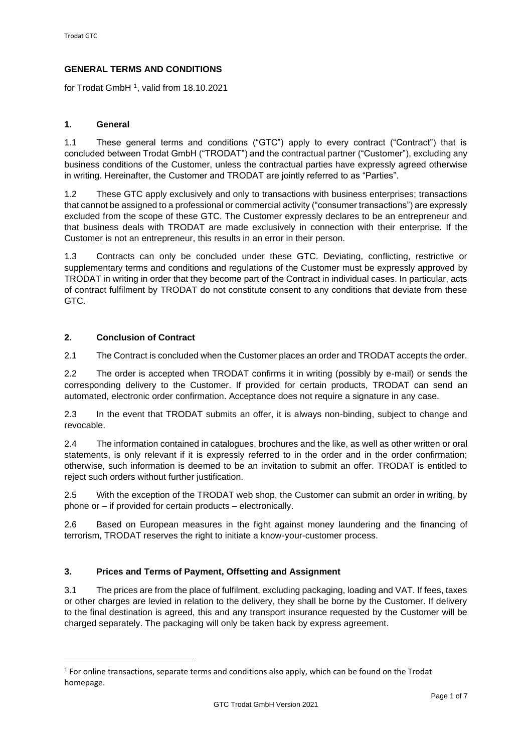## GENERAL TERMS AND CONDITIONS

for Trodat GmbH [1], valid from 18.10.2021

### 1. General

1.1 These general terms and conditions ("GTC") apply to every contract ("Contract") that is concluded between Trodat GmbH ("TRODAT") and the contractual partner ("Customer"), excluding any business conditions of the Customer, unless the contractual parties have expressly agreed otherwise in writing. Hereinafter, the Customer and TRODAT are jointly referred to as "Parties".

1.2 These GTC apply exclusively and only to transactions with business enterprises; transactions that cannot be assigned to a professional or commercial activity ("consumer transactions") are expressly excluded from the scope of these GTC. The Customer expressly declares to be an entrepreneur and that business deals with TRODAT are made exclusively in connection with their enterprise. If the Customer is not an entrepreneur, this results in an error in their person.

1.3 Contracts can only be concluded under these GTC. Deviating, conflicting, restrictive or supplementary terms and conditions and regulations of the Customer must be expressly approved by TRODAT in writing in order that they become part of the Contract in individual cases. In particular, acts of contract fulfilment by TRODAT do not constitute consent to any conditions that deviate from these GTC.

### 2. Conclusion of Contract

2.1 The Contract is concluded when the Customer places an order and TRODAT accepts the order.

2.2 The order is accepted when TRODAT confirms it in writing (possibly by e-mail) or sends the corresponding delivery to the Customer. If provided for certain products, TRODAT can send an automated, electronic order confirmation. Acceptance does not require a signature in any case.

2.3 In the event that TRODAT submits an offer, it is always non-binding, subject to change and revocable.

2.4 The information contained in catalogues, brochures and the like, as well as other written or oral statements, is only relevant if it is expressly referred to in the order and in the order confirmation; otherwise, such information is deemed to be an invitation to submit an offer. TRODAT is entitled to reject such orders without further justification.

2.5 With the exception of the TRODAT web shop, the Customer can submit an order in writing, by phone or – if provided for certain products – electronically.

2.6 Based on European measures in the fight against money laundering and the financing of terrorism, TRODAT reserves the right to initiate a know-your-customer process.

### 3. Prices and Terms of Payment, Offsetting and Assignment

3.1 The prices are from the place of fulfilment, excluding packaging, loading and VAT. If fees, taxes or other charges are levied in relation to the delivery, they shall be borne by the Customer. If delivery to the final destination is agreed, this and any transport insurance requested by the Customer will be charged separately. The packaging will only be taken back by express agreement.

[1] For online transactions, separate terms and conditions also apply, which can be found on the Trodat homepage.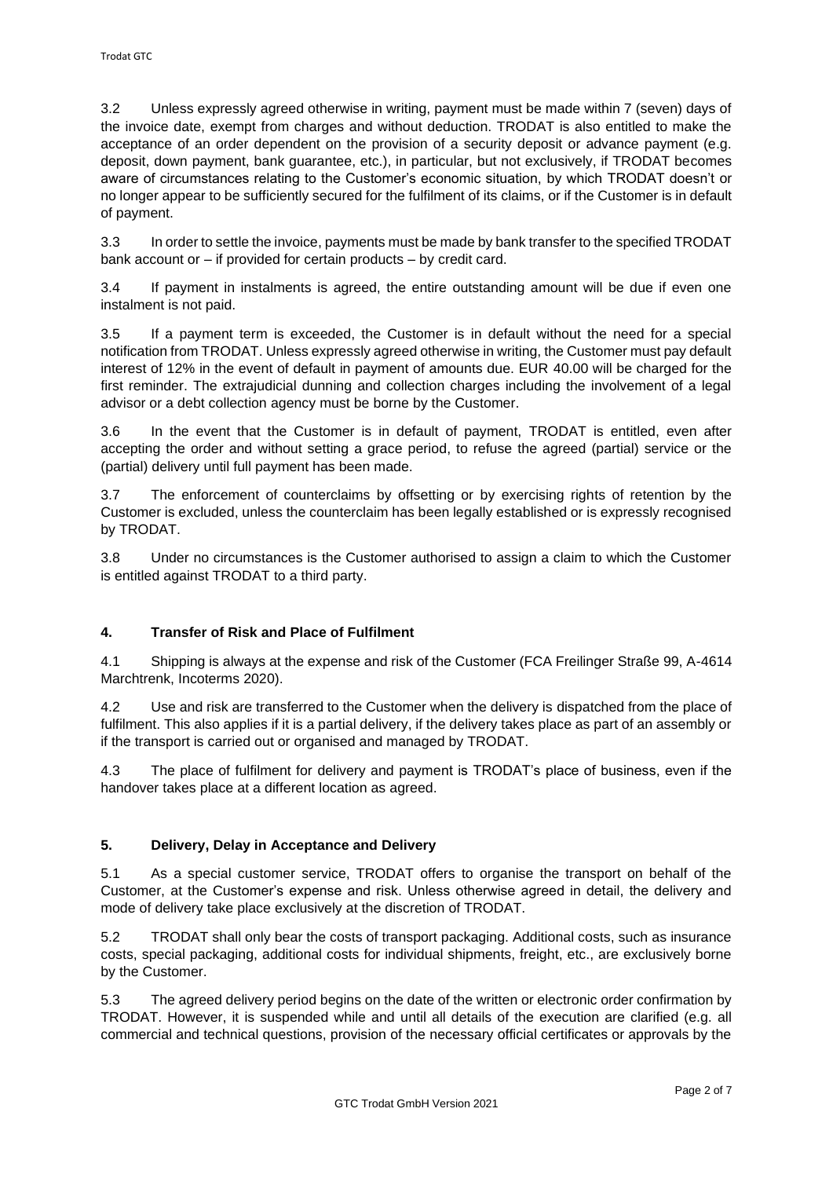3.2 Unless expressly agreed otherwise in writing, payment must be made within 7 (seven) days of the invoice date, exempt from charges and without deduction. TRODAT is also entitled to make the acceptance of an order dependent on the provision of a security deposit or advance payment (e.g. deposit, down payment, bank guarantee, etc.), in particular, but not exclusively, if TRODAT becomes aware of circumstances relating to the Customer's economic situation, by which TRODAT doesn't or no longer appear to be sufficiently secured for the fulfilment of its claims, or if the Customer is in default of payment.

3.3 In order to settle the invoice, payments must be made by bank transfer to the specified TRODAT bank account or – if provided for certain products – by credit card.

3.4 If payment in instalments is agreed, the entire outstanding amount will be due if even one instalment is not paid.

3.5 If a payment term is exceeded, the Customer is in default without the need for a special notification from TRODAT. Unless expressly agreed otherwise in writing, the Customer must pay default interest of 12% in the event of default in payment of amounts due. EUR 40.00 will be charged for the first reminder. The extrajudicial dunning and collection charges including the involvement of a legal advisor or a debt collection agency must be borne by the Customer.

3.6 In the event that the Customer is in default of payment, TRODAT is entitled, even after accepting the order and without setting a grace period, to refuse the agreed (partial) service or the (partial) delivery until full payment has been made.

3.7 The enforcement of counterclaims by offsetting or by exercising rights of retention by the Customer is excluded, unless the counterclaim has been legally established or is expressly recognised by TRODAT.

3.8 Under no circumstances is the Customer authorised to assign a claim to which the Customer is entitled against TRODAT to a third party.

## 4. Transfer of Risk and Place of Fulfilment

4.1 Shipping is always at the expense and risk of the Customer (FCA Freilinger Straße 99, A-4614 Marchtrenk, Incoterms 2020).

4.2 Use and risk are transferred to the Customer when the delivery is dispatched from the place of fulfilment. This also applies if it is a partial delivery, if the delivery takes place as part of an assembly or if the transport is carried out or organised and managed by TRODAT.

4.3 The place of fulfilment for delivery and payment is TRODAT's place of business, even if the handover takes place at a different location as agreed.

## 5. Delivery, Delay in Acceptance and Delivery

5.1 As a special customer service, TRODAT offers to organise the transport on behalf of the Customer, at the Customer's expense and risk. Unless otherwise agreed in detail, the delivery and mode of delivery take place exclusively at the discretion of TRODAT.

5.2 TRODAT shall only bear the costs of transport packaging. Additional costs, such as insurance costs, special packaging, additional costs for individual shipments, freight, etc., are exclusively borne by the Customer.

5.3 The agreed delivery period begins on the date of the written or electronic order confirmation by TRODAT. However, it is suspended while and until all details of the execution are clarified (e.g. all commercial and technical questions, provision of the necessary official certificates or approvals by the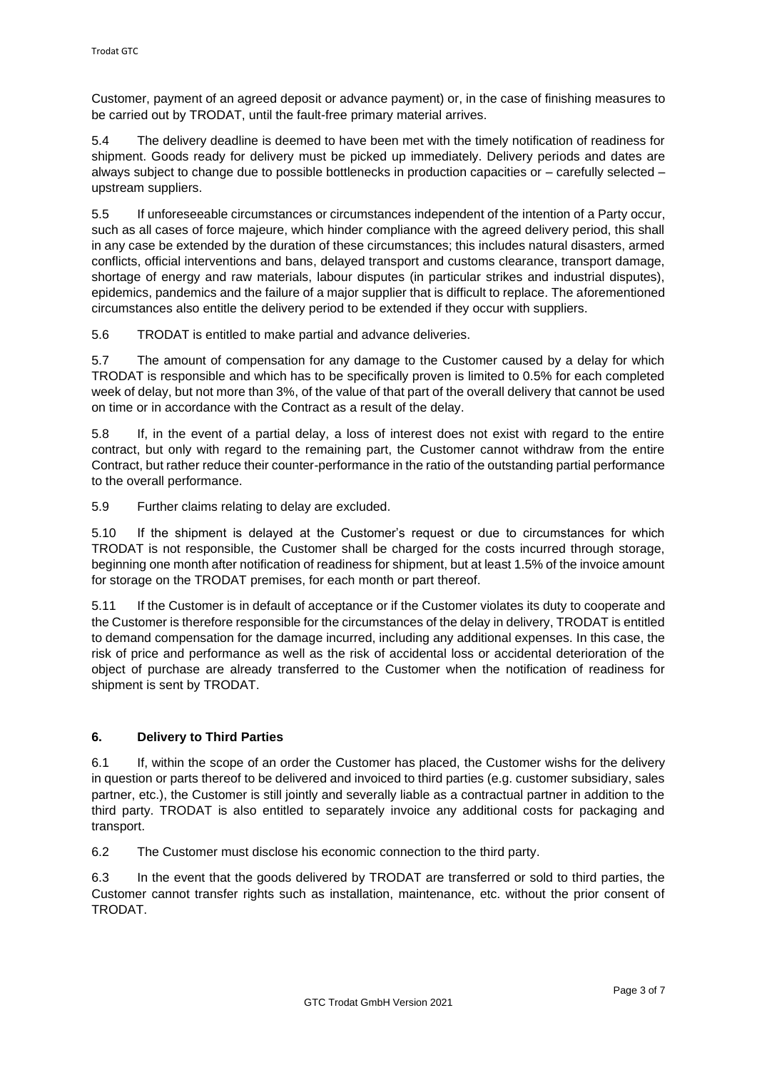Customer, payment of an agreed deposit or advance payment) or, in the case of finishing measures to be carried out by TRODAT, until the fault-free primary material arrives.

5.4 The delivery deadline is deemed to have been met with the timely notification of readiness for shipment. Goods ready for delivery must be picked up immediately. Delivery periods and dates are always subject to change due to possible bottlenecks in production capacities or – carefully selected – upstream suppliers.

5.5 If unforeseeable circumstances or circumstances independent of the intention of a Party occur, such as all cases of force majeure, which hinder compliance with the agreed delivery period, this shall in any case be extended by the duration of these circumstances; this includes natural disasters, armed conflicts, official interventions and bans, delayed transport and customs clearance, transport damage, shortage of energy and raw materials, labour disputes (in particular strikes and industrial disputes), epidemics, pandemics and the failure of a major supplier that is difficult to replace. The aforementioned circumstances also entitle the delivery period to be extended if they occur with suppliers.

5.6 TRODAT is entitled to make partial and advance deliveries.

5.7 The amount of compensation for any damage to the Customer caused by a delay for which TRODAT is responsible and which has to be specifically proven is limited to 0.5% for each completed week of delay, but not more than 3%, of the value of that part of the overall delivery that cannot be used on time or in accordance with the Contract as a result of the delay.

5.8 If, in the event of a partial delay, a loss of interest does not exist with regard to the entire contract, but only with regard to the remaining part, the Customer cannot withdraw from the entire Contract, but rather reduce their counter-performance in the ratio of the outstanding partial performance to the overall performance.

5.9 Further claims relating to delay are excluded.

5.10 If the shipment is delayed at the Customer's request or due to circumstances for which TRODAT is not responsible, the Customer shall be charged for the costs incurred through storage, beginning one month after notification of readiness for shipment, but at least 1.5% of the invoice amount for storage on the TRODAT premises, for each month or part thereof.

5.11 If the Customer is in default of acceptance or if the Customer violates its duty to cooperate and the Customer is therefore responsible for the circumstances of the delay in delivery, TRODAT is entitled to demand compensation for the damage incurred, including any additional expenses. In this case, the risk of price and performance as well as the risk of accidental loss or accidental deterioration of the object of purchase are already transferred to the Customer when the notification of readiness for shipment is sent by TRODAT.

## 6. Delivery to Third Parties

6.1 If, within the scope of an order the Customer has placed, the Customer wishs for the delivery in question or parts thereof to be delivered and invoiced to third parties (e.g. customer subsidiary, sales partner, etc.), the Customer is still jointly and severally liable as a contractual partner in addition to the third party. TRODAT is also entitled to separately invoice any additional costs for packaging and transport.

6.2 The Customer must disclose his economic connection to the third party.

6.3 In the event that the goods delivered by TRODAT are transferred or sold to third parties, the Customer cannot transfer rights such as installation, maintenance, etc. without the prior consent of TRODAT.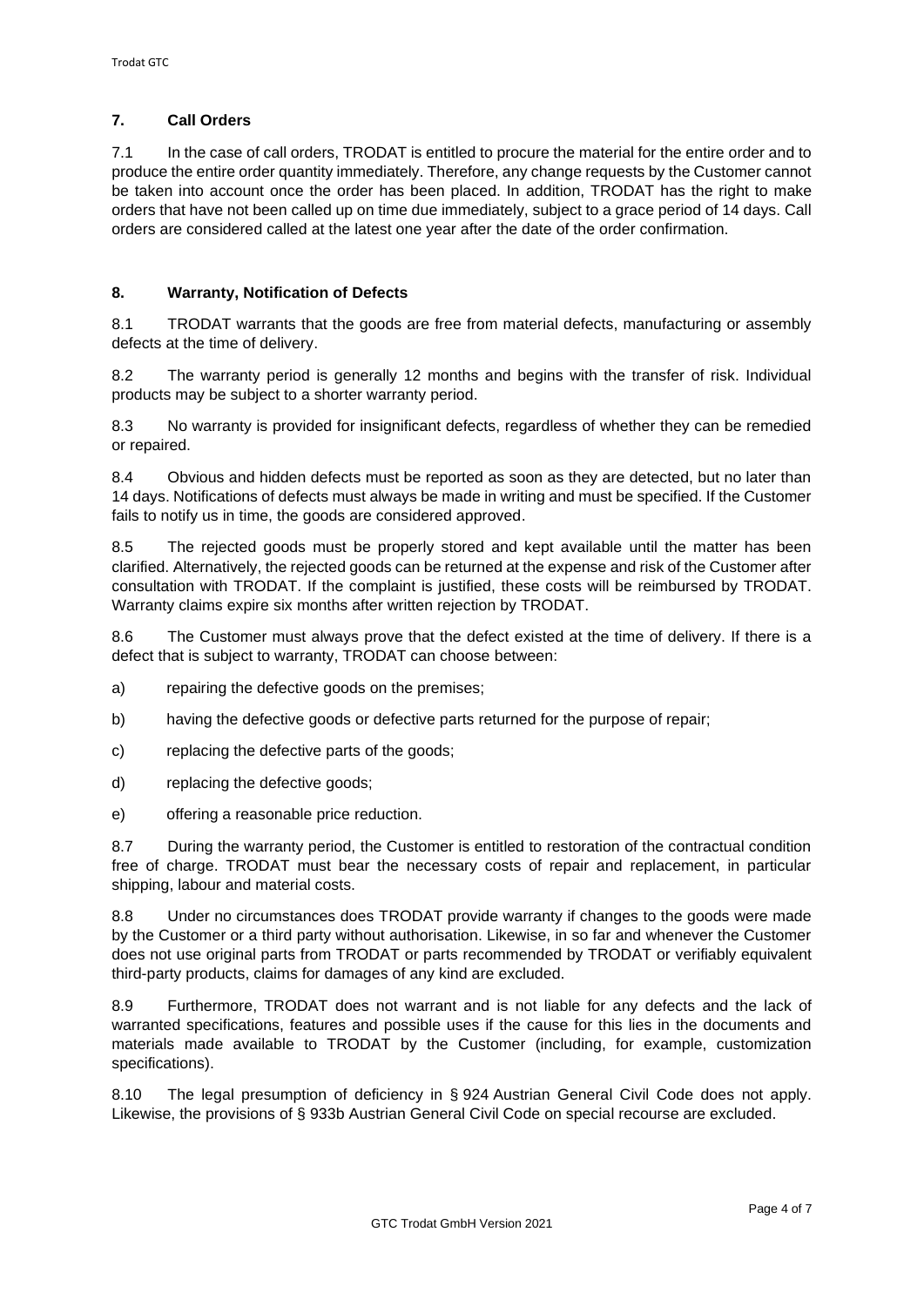## 7. Call Orders

7.1 In the case of call orders, TRODAT is entitled to procure the material for the entire order and to produce the entire order quantity immediately. Therefore, any change requests by the Customer cannot be taken into account once the order has been placed. In addition, TRODAT has the right to make orders that have not been called up on time due immediately, subject to a grace period of 14 days. Call orders are considered called at the latest one year after the date of the order confirmation.

## 8. Warranty, Notification of Defects

8.1 TRODAT warrants that the goods are free from material defects, manufacturing or assembly defects at the time of delivery.

8.2 The warranty period is generally 12 months and begins with the transfer of risk. Individual products may be subject to a shorter warranty period.

8.3 No warranty is provided for insignificant defects, regardless of whether they can be remedied or repaired.

8.4 Obvious and hidden defects must be reported as soon as they are detected, but no later than 14 days. Notifications of defects must always be made in writing and must be specified. If the Customer fails to notify us in time, the goods are considered approved.

8.5 The rejected goods must be properly stored and kept available until the matter has been clarified. Alternatively, the rejected goods can be returned at the expense and risk of the Customer after consultation with TRODAT. If the complaint is justified, these costs will be reimbursed by TRODAT. Warranty claims expire six months after written rejection by TRODAT.

8.6 The Customer must always prove that the defect existed at the time of delivery. If there is a defect that is subject to warranty, TRODAT can choose between:

a) repairing the defective goods on the premises;

b) having the defective goods or defective parts returned for the purpose of repair;

c) replacing the defective parts of the goods;

d) replacing the defective goods;

e) offering a reasonable price reduction.

8.7 During the warranty period, the Customer is entitled to restoration of the contractual condition free of charge. TRODAT must bear the necessary costs of repair and replacement, in particular shipping, labour and material costs.

8.8 Under no circumstances does TRODAT provide warranty if changes to the goods were made by the Customer or a third party without authorisation. Likewise, in so far and whenever the Customer does not use original parts from TRODAT or parts recommended by TRODAT or verifiably equivalent third-party products, claims for damages of any kind are excluded.

8.9 Furthermore, TRODAT does not warrant and is not liable for any defects and the lack of warranted specifications, features and possible uses if the cause for this lies in the documents and materials made available to TRODAT by the Customer (including, for example, customization specifications).

8.10 The legal presumption of deficiency in § 924 Austrian General Civil Code does not apply. Likewise, the provisions of § 933b Austrian General Civil Code on special recourse are excluded.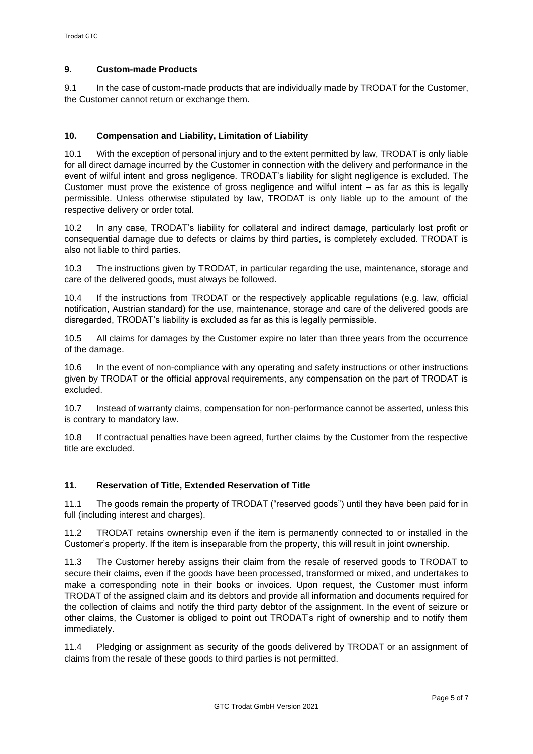## 9. Custom-made Products

9.1 In the case of custom-made products that are individually made by TRODAT for the Customer, the Customer cannot return or exchange them.

## 10. Compensation and Liability, Limitation of Liability

10.1 With the exception of personal injury and to the extent permitted by law, TRODAT is only liable for all direct damage incurred by the Customer in connection with the delivery and performance in the event of wilful intent and gross negligence. TRODAT's liability for slight negligence is excluded. The Customer must prove the existence of gross negligence and wilful intent – as far as this is legally permissible. Unless otherwise stipulated by law, TRODAT is only liable up to the amount of the respective delivery or order total.

10.2 In any case, TRODAT's liability for collateral and indirect damage, particularly lost profit or consequential damage due to defects or claims by third parties, is completely excluded. TRODAT is also not liable to third parties.

10.3 The instructions given by TRODAT, in particular regarding the use, maintenance, storage and care of the delivered goods, must always be followed.

10.4 If the instructions from TRODAT or the respectively applicable regulations (e.g. law, official notification, Austrian standard) for the use, maintenance, storage and care of the delivered goods are disregarded, TRODAT's liability is excluded as far as this is legally permissible.

10.5 All claims for damages by the Customer expire no later than three years from the occurrence of the damage.

10.6 In the event of non-compliance with any operating and safety instructions or other instructions given by TRODAT or the official approval requirements, any compensation on the part of TRODAT is excluded.

10.7 Instead of warranty claims, compensation for non-performance cannot be asserted, unless this is contrary to mandatory law.

10.8 If contractual penalties have been agreed, further claims by the Customer from the respective title are excluded.

## 11. Reservation of Title, Extended Reservation of Title

11.1 The goods remain the property of TRODAT ("reserved goods") until they have been paid for in full (including interest and charges).

11.2 TRODAT retains ownership even if the item is permanently connected to or installed in the Customer's property. If the item is inseparable from the property, this will result in joint ownership.

11.3 The Customer hereby assigns their claim from the resale of reserved goods to TRODAT to secure their claims, even if the goods have been processed, transformed or mixed, and undertakes to make a corresponding note in their books or invoices. Upon request, the Customer must inform TRODAT of the assigned claim and its debtors and provide all information and documents required for the collection of claims and notify the third party debtor of the assignment. In the event of seizure or other claims, the Customer is obliged to point out TRODAT's right of ownership and to notify them immediately.

11.4 Pledging or assignment as security of the goods delivered by TRODAT or an assignment of claims from the resale of these goods to third parties is not permitted.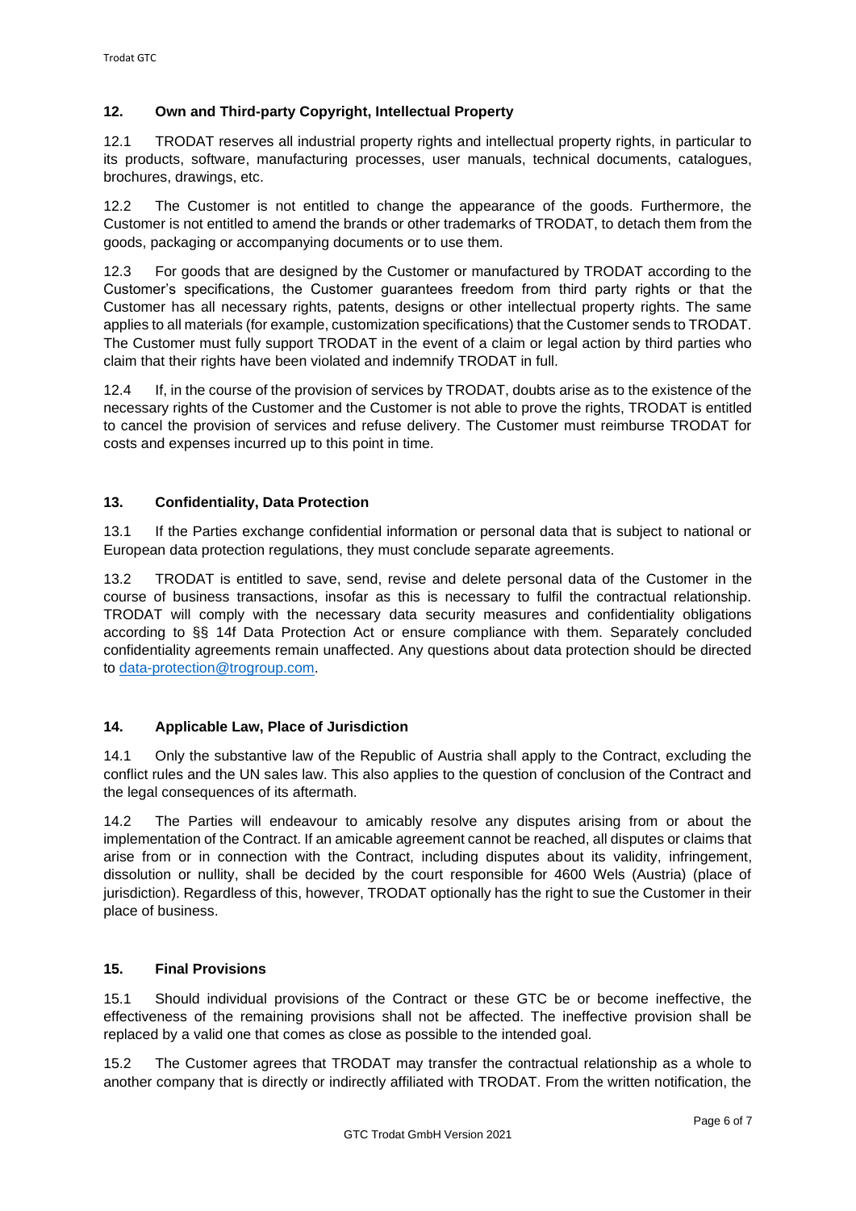## 12. Own and Third-party Copyright, Intellectual Property

12.1 TRODAT reserves all industrial property rights and intellectual property rights, in particular to its products, software, manufacturing processes, user manuals, technical documents, catalogues, brochures, drawings, etc.

12.2 The Customer is not entitled to change the appearance of the goods. Furthermore, the Customer is not entitled to amend the brands or other trademarks of TRODAT, to detach them from the goods, packaging or accompanying documents or to use them.

12.3 For goods that are designed by the Customer or manufactured by TRODAT according to the Customer's specifications, the Customer guarantees freedom from third party rights or that the Customer has all necessary rights, patents, designs or other intellectual property rights. The same applies to all materials (for example, customization specifications) that the Customer sends to TRODAT. The Customer must fully support TRODAT in the event of a claim or legal action by third parties who claim that their rights have been violated and indemnify TRODAT in full.

12.4 If, in the course of the provision of services by TRODAT, doubts arise as to the existence of the necessary rights of the Customer and the Customer is not able to prove the rights, TRODAT is entitled to cancel the provision of services and refuse delivery. The Customer must reimburse TRODAT for costs and expenses incurred up to this point in time.

## 13. Confidentiality, Data Protection

13.1 If the Parties exchange confidential information or personal data that is subject to national or European data protection regulations, they must conclude separate agreements.

13.2 TRODAT is entitled to save, send, revise and delete personal data of the Customer in the course of business transactions, insofar as this is necessary to fulfil the contractual relationship. TRODAT will comply with the necessary data security measures and confidentiality obligations according to §§ 14f Data Protection Act or ensure compliance with them. Separately concluded confidentiality agreements remain unaffected. Any questions about data protection should be directed to data-protection@trogroup.com.

## 14. Applicable Law, Place of Jurisdiction

14.1 Only the substantive law of the Republic of Austria shall apply to the Contract, excluding the conflict rules and the UN sales law. This also applies to the question of conclusion of the Contract and the legal consequences of its aftermath.

14.2 The Parties will endeavour to amicably resolve any disputes arising from or about the implementation of the Contract. If an amicable agreement cannot be reached, all disputes or claims that arise from or in connection with the Contract, including disputes about its validity, infringement, dissolution or nullity, shall be decided by the court responsible for 4600 Wels (Austria) (place of jurisdiction). Regardless of this, however, TRODAT optionally has the right to sue the Customer in their place of business.

## 15. Final Provisions

15.1 Should individual provisions of the Contract or these GTC be or become ineffective, the effectiveness of the remaining provisions shall not be affected. The ineffective provision shall be replaced by a valid one that comes as close as possible to the intended goal.

15.2 The Customer agrees that TRODAT may transfer the contractual relationship as a whole to another company that is directly or indirectly affiliated with TRODAT. From the written notification, the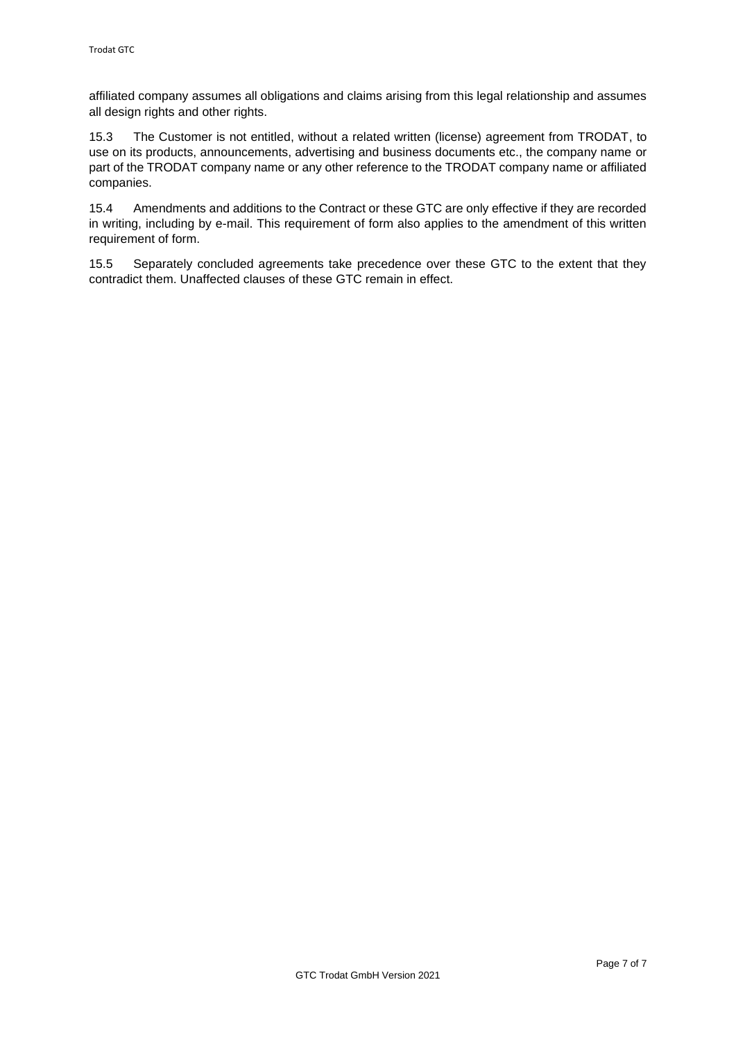affiliated company assumes all obligations and claims arising from this legal relationship and assumes all design rights and other rights.

15.3 The Customer is not entitled, without a related written (license) agreement from TRODAT, to use on its products, announcements, advertising and business documents etc., the company name or part of the TRODAT company name or any other reference to the TRODAT company name or affiliated companies.

15.4 Amendments and additions to the Contract or these GTC are only effective if they are recorded in writing, including by e-mail. This requirement of form also applies to the amendment of this written requirement of form.

15.5 Separately concluded agreements take precedence over these GTC to the extent that they contradict them. Unaffected clauses of these GTC remain in effect.